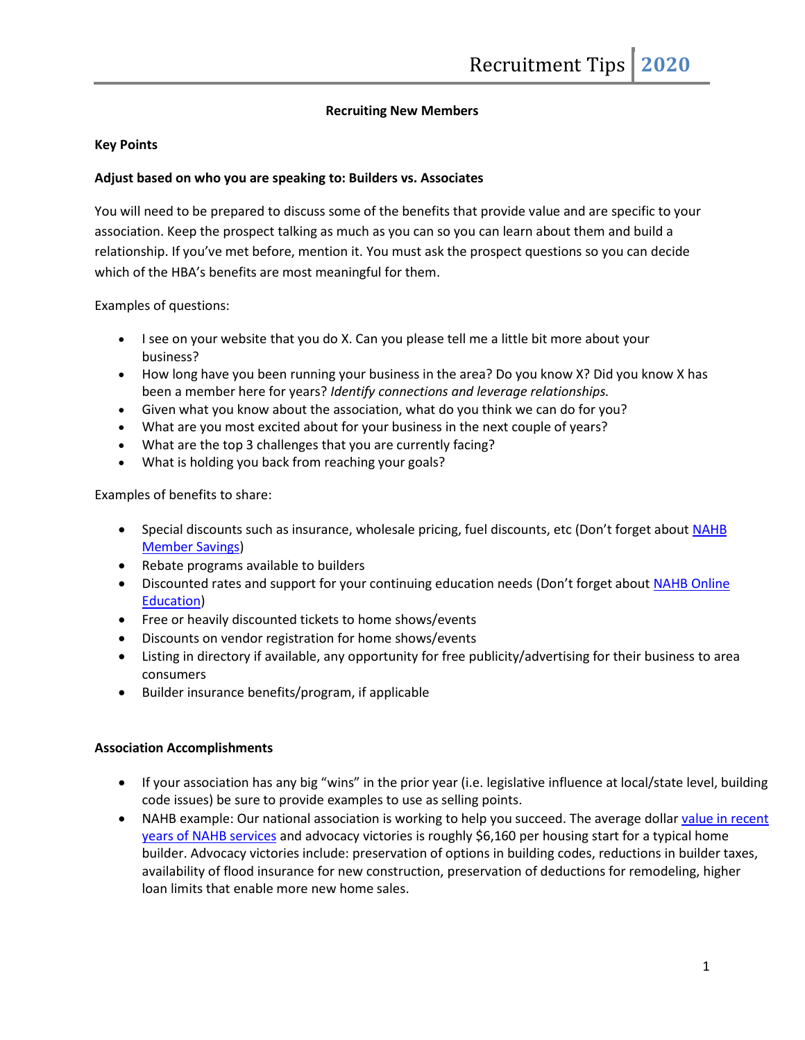## Recruiting New Members

### Key Points

### Adjust based on who you are speaking to: Builders vs. Associates

You will need to be prepared to discuss some of the benefits that provide value and are specific to your association. Keep the prospect talking as much as you can so you can learn about them and build a relationship. If you've met before, mention it. You must ask the prospect questions so you can decide which of the HBA's benefits are most meaningful for them.

Examples of questions:

- I see on your website that you do X. Can you please tell me a little bit more about your business?
- How long have you been running your business in the area? Do you know X? Did you know X has been a member here for years? *Identify connections and leverage relationships.*
- Given what you know about the association, what do you think we can do for you?
- What are you most excited about for your business in the next couple of years?
- What are the top 3 challenges that you are currently facing?
- What is holding you back from reaching your goals?

Examples of benefits to share:

- Special discounts such as insurance, wholesale pricing, fuel discounts, etc (Don't forget about NAHB Member Savings)
- Rebate programs available to builders
- Discounted rates and support for your continuing education needs (Don't forget about NAHB Online Education)
- Free or heavily discounted tickets to home shows/events
- Discounts on vendor registration for home shows/events
- Listing in directory if available, any opportunity for free publicity/advertising for their business to area consumers
- Builder insurance benefits/program, if applicable

### Association Accomplishments

- If your association has any big "wins" in the prior year (i.e. legislative influence at local/state level, building code issues) be sure to provide examples to use as selling points.
- NAHB example: Our national association is working to help you succeed. The average dollar value in recent years of NAHB services and advocacy victories is roughly $6,160 per housing start for a typical home builder. Advocacy victories include: preservation of options in building codes, reductions in builder taxes, availability of flood insurance for new construction, preservation of deductions for remodeling, higher loan limits that enable more new home sales.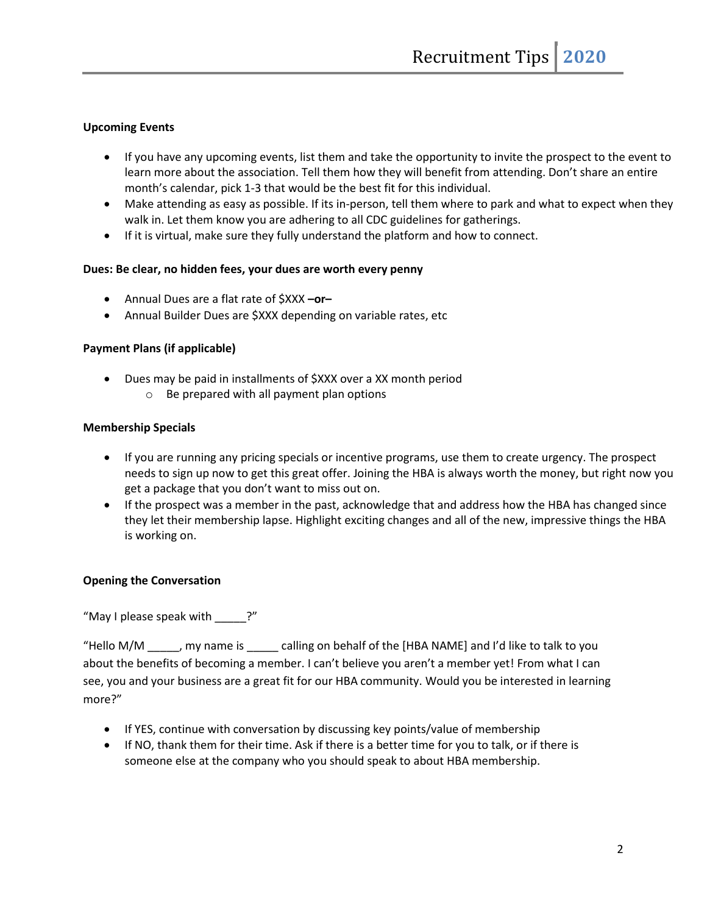**Upcoming Events**

- If you have any upcoming events, list them and take the opportunity to invite the prospect to the event to learn more about the association. Tell them how they will benefit from attending. Don't share an entire month's calendar, pick 1-3 that would be the best fit for this individual.
- Make attending as easy as possible. If its in-person, tell them where to park and what to expect when they walk in. Let them know you are adhering to all CDC guidelines for gatherings.
- If it is virtual, make sure they fully understand the platform and how to connect.

**Dues: Be clear, no hidden fees, your dues are worth every penny**

- Annual Dues are a flat rate of $XXX **–or–**
- Annual Builder Dues are $XXX depending on variable rates, etc

**Payment Plans (if applicable)**

- Dues may be paid in installments of $XXX over a XX month period
  - Be prepared with all payment plan options

**Membership Specials**

- If you are running any pricing specials or incentive programs, use them to create urgency. The prospect needs to sign up now to get this great offer. Joining the HBA is always worth the money, but right now you get a package that you don't want to miss out on.
- If the prospect was a member in the past, acknowledge that and address how the HBA has changed since they let their membership lapse. Highlight exciting changes and all of the new, impressive things the HBA is working on.

**Opening the Conversation**

"May I please speak with _____?"

"Hello M/M _____, my name is _____ calling on behalf of the [HBA NAME] and I'd like to talk to you about the benefits of becoming a member. I can't believe you aren't a member yet! From what I can see, you and your business are a great fit for our HBA community. Would you be interested in learning more?"

- If YES, continue with conversation by discussing key points/value of membership
- If NO, thank them for their time. Ask if there is a better time for you to talk, or if there is someone else at the company who you should speak to about HBA membership.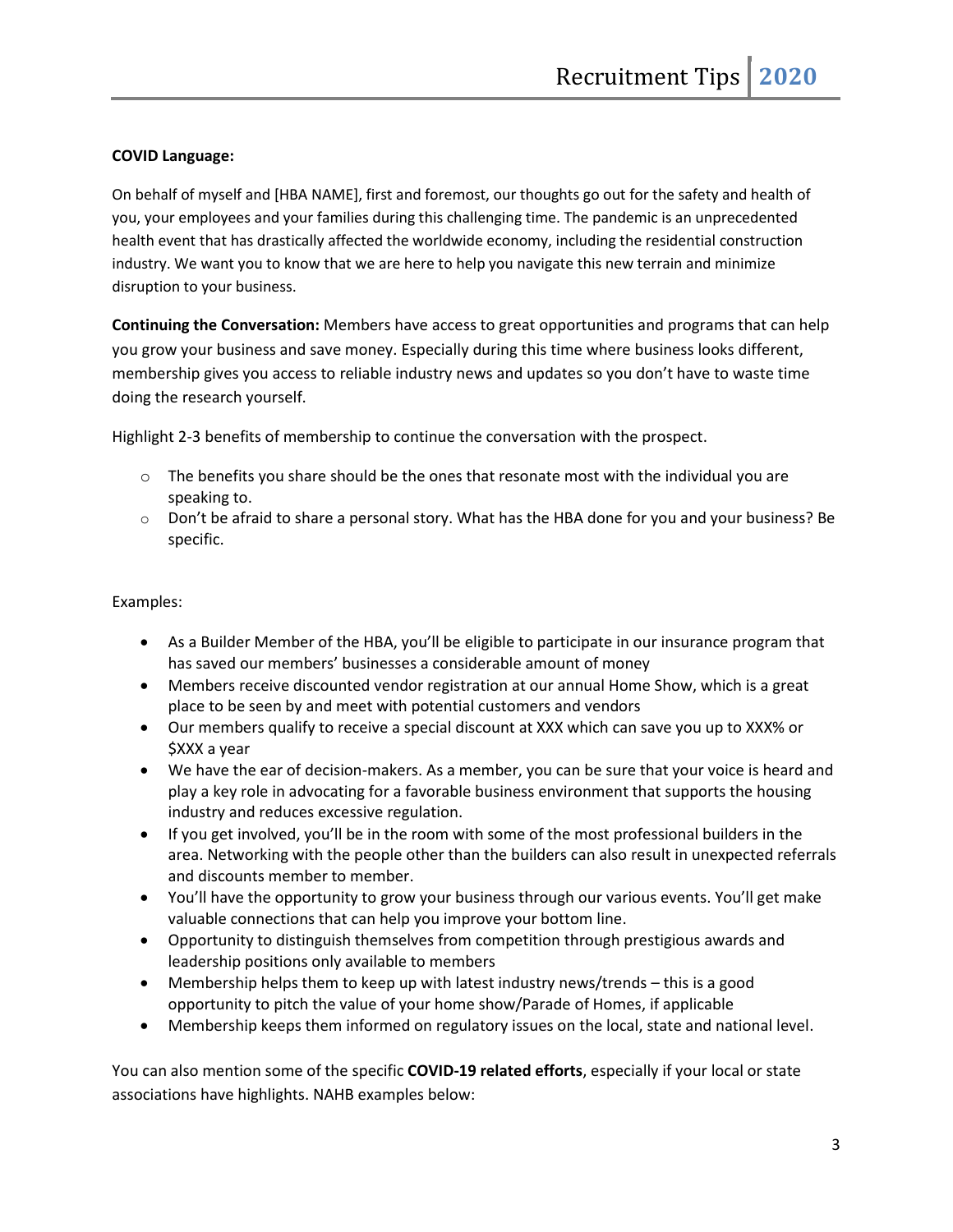**COVID Language:**

On behalf of myself and [HBA NAME], first and foremost, our thoughts go out for the safety and health of you, your employees and your families during this challenging time. The pandemic is an unprecedented health event that has drastically affected the worldwide economy, including the residential construction industry. We want you to know that we are here to help you navigate this new terrain and minimize disruption to your business.

**Continuing the Conversation:** Members have access to great opportunities and programs that can help you grow your business and save money. Especially during this time where business looks different, membership gives you access to reliable industry news and updates so you don't have to waste time doing the research yourself.

Highlight 2-3 benefits of membership to continue the conversation with the prospect.

- The benefits you share should be the ones that resonate most with the individual you are speaking to.
- Don't be afraid to share a personal story. What has the HBA done for you and your business? Be specific.

Examples:

- As a Builder Member of the HBA, you'll be eligible to participate in our insurance program that has saved our members' businesses a considerable amount of money
- Members receive discounted vendor registration at our annual Home Show, which is a great place to be seen by and meet with potential customers and vendors
- Our members qualify to receive a special discount at XXX which can save you up to XXX% or $XXX a year
- We have the ear of decision-makers. As a member, you can be sure that your voice is heard and play a key role in advocating for a favorable business environment that supports the housing industry and reduces excessive regulation.
- If you get involved, you'll be in the room with some of the most professional builders in the area. Networking with the people other than the builders can also result in unexpected referrals and discounts member to member.
- You'll have the opportunity to grow your business through our various events. You'll get make valuable connections that can help you improve your bottom line.
- Opportunity to distinguish themselves from competition through prestigious awards and leadership positions only available to members
- Membership helps them to keep up with latest industry news/trends – this is a good opportunity to pitch the value of your home show/Parade of Homes, if applicable
- Membership keeps them informed on regulatory issues on the local, state and national level.

You can also mention some of the specific **COVID-19 related efforts**, especially if your local or state associations have highlights. NAHB examples below: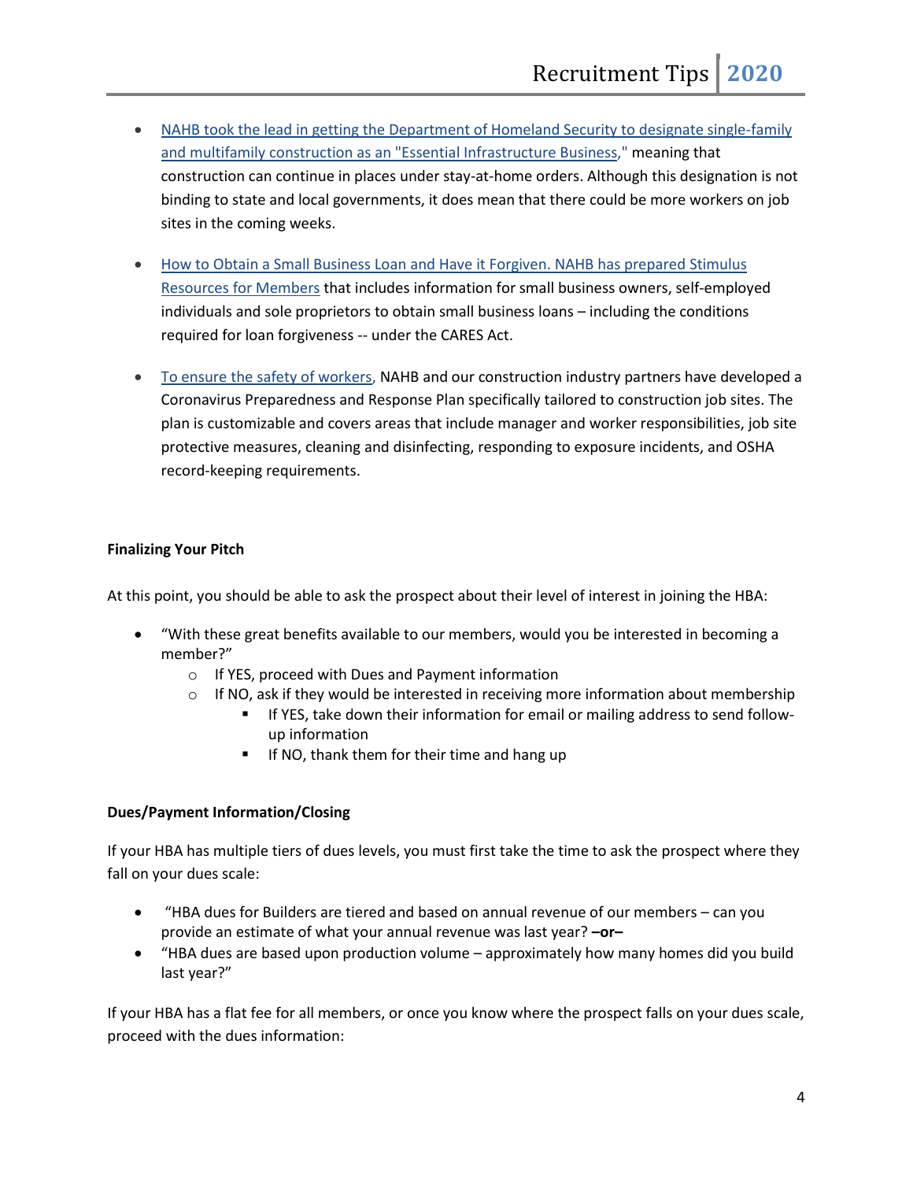- NAHB took the lead in getting the Department of Homeland Security to designate single-family and multifamily construction as an "Essential Infrastructure Business," meaning that construction can continue in places under stay-at-home orders. Although this designation is not binding to state and local governments, it does mean that there could be more workers on job sites in the coming weeks.

- How to Obtain a Small Business Loan and Have it Forgiven. NAHB has prepared Stimulus Resources for Members that includes information for small business owners, self-employed individuals and sole proprietors to obtain small business loans – including the conditions required for loan forgiveness -- under the CARES Act.

- To ensure the safety of workers, NAHB and our construction industry partners have developed a Coronavirus Preparedness and Response Plan specifically tailored to construction job sites. The plan is customizable and covers areas that include manager and worker responsibilities, job site protective measures, cleaning and disinfecting, responding to exposure incidents, and OSHA record-keeping requirements.

**Finalizing Your Pitch**

At this point, you should be able to ask the prospect about their level of interest in joining the HBA:

- "With these great benefits available to our members, would you be interested in becoming a member?"
  - If YES, proceed with Dues and Payment information
  - If NO, ask if they would be interested in receiving more information about membership
    - If YES, take down their information for email or mailing address to send follow-up information
    - If NO, thank them for their time and hang up

**Dues/Payment Information/Closing**

If your HBA has multiple tiers of dues levels, you must first take the time to ask the prospect where they fall on your dues scale:

- "HBA dues for Builders are tiered and based on annual revenue of our members – can you provide an estimate of what your annual revenue was last year? **–or–**
- "HBA dues are based upon production volume – approximately how many homes did you build last year?"

If your HBA has a flat fee for all members, or once you know where the prospect falls on your dues scale, proceed with the dues information: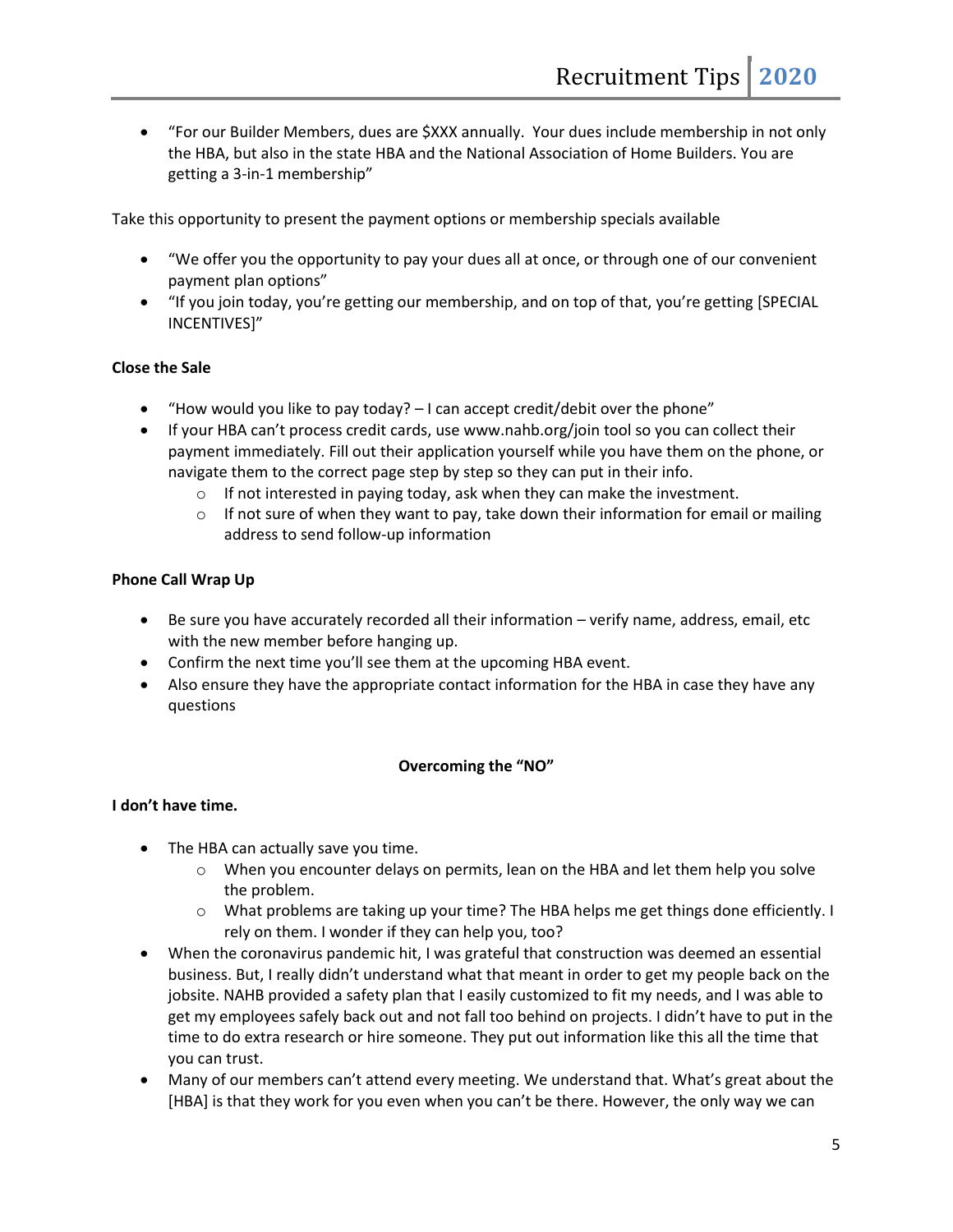- "For our Builder Members, dues are $XXX annually. Your dues include membership in not only the HBA, but also in the state HBA and the National Association of Home Builders. You are getting a 3-in-1 membership"

Take this opportunity to present the payment options or membership specials available

- "We offer you the opportunity to pay your dues all at once, or through one of our convenient payment plan options"
- "If you join today, you're getting our membership, and on top of that, you're getting [SPECIAL INCENTIVES]"

**Close the Sale**

- "How would you like to pay today? – I can accept credit/debit over the phone"
- If your HBA can't process credit cards, use www.nahb.org/join tool so you can collect their payment immediately. Fill out their application yourself while you have them on the phone, or navigate them to the correct page step by step so they can put in their info.
    - If not interested in paying today, ask when they can make the investment.
    - If not sure of when they want to pay, take down their information for email or mailing address to send follow-up information

**Phone Call Wrap Up**

- Be sure you have accurately recorded all their information – verify name, address, email, etc with the new member before hanging up.
- Confirm the next time you'll see them at the upcoming HBA event.
- Also ensure they have the appropriate contact information for the HBA in case they have any questions

**Overcoming the "NO"**

**I don't have time.**

- The HBA can actually save you time.
    - When you encounter delays on permits, lean on the HBA and let them help you solve the problem.
    - What problems are taking up your time? The HBA helps me get things done efficiently. I rely on them. I wonder if they can help you, too?
- When the coronavirus pandemic hit, I was grateful that construction was deemed an essential business. But, I really didn't understand what that meant in order to get my people back on the jobsite. NAHB provided a safety plan that I easily customized to fit my needs, and I was able to get my employees safely back out and not fall too behind on projects. I didn't have to put in the time to do extra research or hire someone. They put out information like this all the time that you can trust.
- Many of our members can't attend every meeting. We understand that. What's great about the [HBA] is that they work for you even when you can't be there. However, the only way we can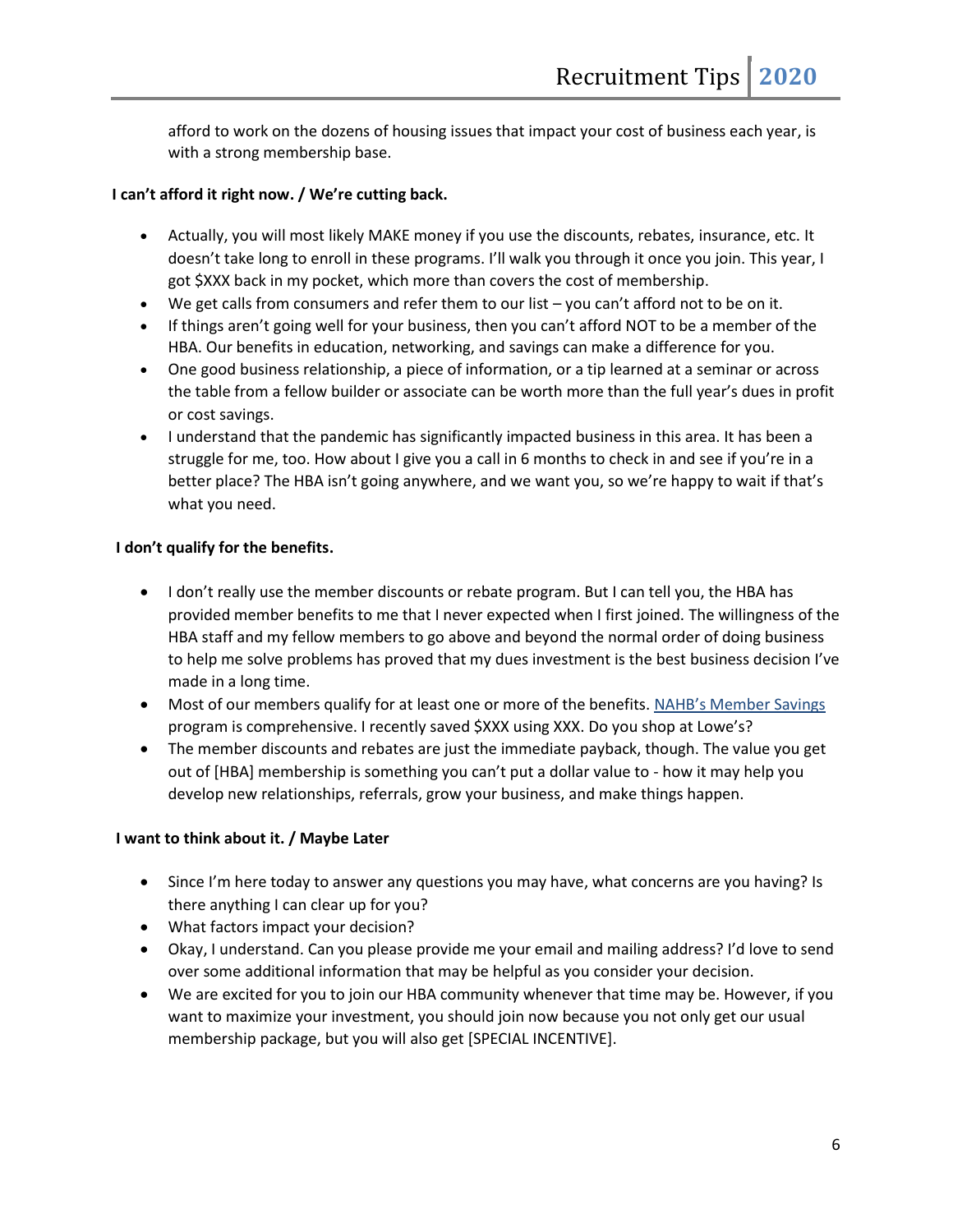afford to work on the dozens of housing issues that impact your cost of business each year, is with a strong membership base.

**I can't afford it right now. / We're cutting back.**

- Actually, you will most likely MAKE money if you use the discounts, rebates, insurance, etc. It doesn't take long to enroll in these programs. I'll walk you through it once you join. This year, I got $XXX back in my pocket, which more than covers the cost of membership.
- We get calls from consumers and refer them to our list – you can't afford not to be on it.
- If things aren't going well for your business, then you can't afford NOT to be a member of the HBA. Our benefits in education, networking, and savings can make a difference for you.
- One good business relationship, a piece of information, or a tip learned at a seminar or across the table from a fellow builder or associate can be worth more than the full year's dues in profit or cost savings.
- I understand that the pandemic has significantly impacted business in this area. It has been a struggle for me, too. How about I give you a call in 6 months to check in and see if you're in a better place? The HBA isn't going anywhere, and we want you, so we're happy to wait if that's what you need.

**I don't qualify for the benefits.**

- I don't really use the member discounts or rebate program. But I can tell you, the HBA has provided member benefits to me that I never expected when I first joined. The willingness of the HBA staff and my fellow members to go above and beyond the normal order of doing business to help me solve problems has proved that my dues investment is the best business decision I've made in a long time.
- Most of our members qualify for at least one or more of the benefits. NAHB's Member Savings program is comprehensive. I recently saved $XXX using XXX. Do you shop at Lowe's?
- The member discounts and rebates are just the immediate payback, though. The value you get out of [HBA] membership is something you can't put a dollar value to - how it may help you develop new relationships, referrals, grow your business, and make things happen.

**I want to think about it. / Maybe Later**

- Since I'm here today to answer any questions you may have, what concerns are you having? Is there anything I can clear up for you?
- What factors impact your decision?
- Okay, I understand. Can you please provide me your email and mailing address? I'd love to send over some additional information that may be helpful as you consider your decision.
- We are excited for you to join our HBA community whenever that time may be. However, if you want to maximize your investment, you should join now because you not only get our usual membership package, but you will also get [SPECIAL INCENTIVE].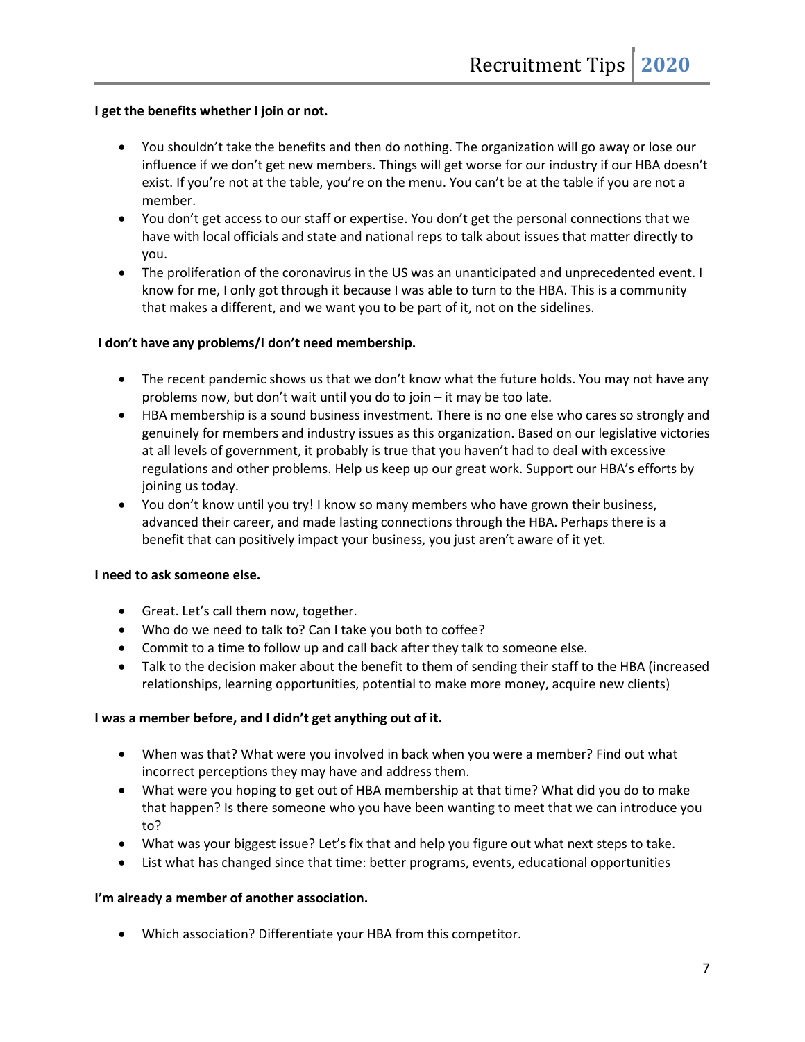**I get the benefits whether I join or not.**

- You shouldn't take the benefits and then do nothing. The organization will go away or lose our influence if we don't get new members. Things will get worse for our industry if our HBA doesn't exist. If you're not at the table, you're on the menu. You can't be at the table if you are not a member.
- You don't get access to our staff or expertise. You don't get the personal connections that we have with local officials and state and national reps to talk about issues that matter directly to you.
- The proliferation of the coronavirus in the US was an unanticipated and unprecedented event. I know for me, I only got through it because I was able to turn to the HBA. This is a community that makes a different, and we want you to be part of it, not on the sidelines.

**I don't have any problems/I don't need membership.**

- The recent pandemic shows us that we don't know what the future holds. You may not have any problems now, but don't wait until you do to join – it may be too late.
- HBA membership is a sound business investment. There is no one else who cares so strongly and genuinely for members and industry issues as this organization. Based on our legislative victories at all levels of government, it probably is true that you haven't had to deal with excessive regulations and other problems. Help us keep up our great work. Support our HBA's efforts by joining us today.
- You don't know until you try! I know so many members who have grown their business, advanced their career, and made lasting connections through the HBA. Perhaps there is a benefit that can positively impact your business, you just aren't aware of it yet.

**I need to ask someone else.**

- Great. Let's call them now, together.
- Who do we need to talk to? Can I take you both to coffee?
- Commit to a time to follow up and call back after they talk to someone else.
- Talk to the decision maker about the benefit to them of sending their staff to the HBA (increased relationships, learning opportunities, potential to make more money, acquire new clients)

**I was a member before, and I didn't get anything out of it.**

- When was that? What were you involved in back when you were a member? Find out what incorrect perceptions they may have and address them.
- What were you hoping to get out of HBA membership at that time? What did you do to make that happen? Is there someone who you have been wanting to meet that we can introduce you to?
- What was your biggest issue? Let's fix that and help you figure out what next steps to take.
- List what has changed since that time: better programs, events, educational opportunities

**I'm already a member of another association.**

- Which association? Differentiate your HBA from this competitor.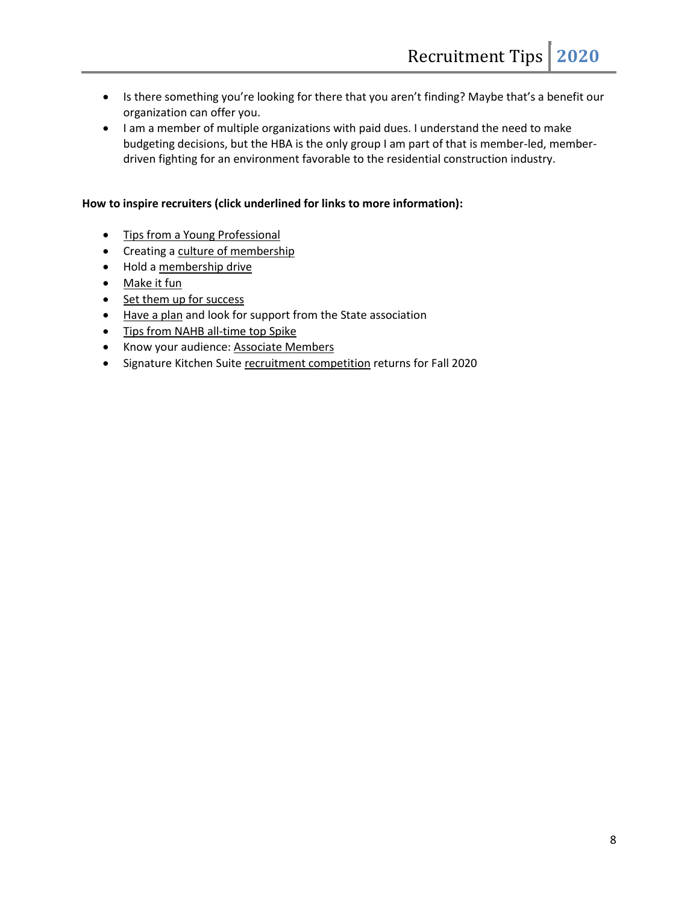- Is there something you're looking for there that you aren't finding? Maybe that's a benefit our organization can offer you.
- I am a member of multiple organizations with paid dues. I understand the need to make budgeting decisions, but the HBA is the only group I am part of that is member-led, member-driven fighting for an environment favorable to the residential construction industry.

**How to inspire recruiters (click underlined for links to more information):**

- Tips from a Young Professional
- Creating a culture of membership
- Hold a membership drive
- Make it fun
- Set them up for success
- Have a plan and look for support from the State association
- Tips from NAHB all-time top Spike
- Know your audience: Associate Members
- Signature Kitchen Suite recruitment competition returns for Fall 2020